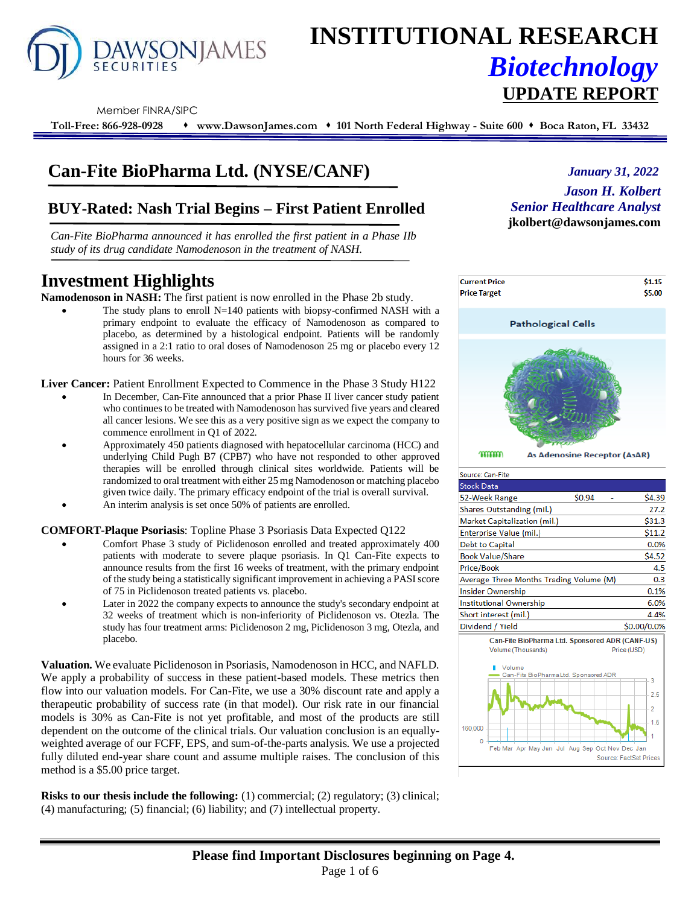# INSTITUTIONAL RESEARCH

## *Biotechnology*

## UPDATE REPORT

Member FINRA/SIPC

**Toll-Free: 866-928-0928 ♦ www.DawsonJames.com ♦ 101 North Federal Highway - Suite 600 ♦ Boca Raton, FL 33432**

## Can-Fite BioPharma Ltd. (NYSE/CANF)

*January 31, 2022*

***Jason H. Kolbert***
***Senior Healthcare Analyst***
**jkolbert@dawsonjames.com**

### BUY-Rated: Nash Trial Begins – First Patient Enrolled

*Can-Fite BioPharma announced it has enrolled the first patient in a Phase IIb study of its drug candidate Namodenoson in the treatment of NASH.*

# Investment Highlights

**Namodenoson in NASH:** The first patient is now enrolled in the Phase 2b study.

- The study plans to enroll N=140 patients with biopsy-confirmed NASH with a primary endpoint to evaluate the efficacy of Namodenoson as compared to placebo, as determined by a histological endpoint. Patients will be randomly assigned in a 2:1 ratio to oral doses of Namodenoson 25 mg or placebo every 12 hours for 36 weeks.

**Liver Cancer:** Patient Enrollment Expected to Commence in the Phase 3 Study H122

- In December, Can-Fite announced that a prior Phase II liver cancer study patient who continues to be treated with Namodenoson has survived five years and cleared all cancer lesions. We see this as a very positive sign as we expect the company to commence enrollment in Q1 of 2022.
- Approximately 450 patients diagnosed with hepatocellular carcinoma (HCC) and underlying Child Pugh B7 (CPB7) who have not responded to other approved therapies will be enrolled through clinical sites worldwide. Patients will be randomized to oral treatment with either 25 mg Namodenoson or matching placebo given twice daily. The primary efficacy endpoint of the trial is overall survival.
- An interim analysis is set once 50% of patients are enrolled.

**COMFORT-Plaque Psoriasis**: Topline Phase 3 Psoriasis Data Expected Q122

- Comfort Phase 3 study of Piclidenoson enrolled and treated approximately 400 patients with moderate to severe plaque psoriasis. In Q1 Can-Fite expects to announce results from the first 16 weeks of treatment, with the primary endpoint of the study being a statistically significant improvement in achieving a PASI score of 75 in Piclidenoson treated patients vs. placebo.
- Later in 2022 the company expects to announce the study's secondary endpoint at 32 weeks of treatment which is non-inferiority of Piclidenoson vs. Otezla. The study has four treatment arms: Piclidenoson 2 mg, Piclidenoson 3 mg, Otezla, and placebo.

**Valuation.** We evaluate Piclidenoson in Psoriasis, Namodenoson in HCC, and NAFLD. We apply a probability of success in these patient-based models. These metrics then flow into our valuation models. For Can-Fite, we use a 30% discount rate and apply a therapeutic probability of success rate (in that model). Our risk rate in our financial models is 30% as Can-Fite is not yet profitable, and most of the products are still dependent on the outcome of the clinical trials. Our valuation conclusion is an equally-weighted average of our FCFF, EPS, and sum-of-the-parts analysis. We use a projected fully diluted end-year share count and assume multiple raises. The conclusion of this method is a $5.00 price target.

**Risks to our thesis include the following:** (1) commercial; (2) regulatory; (3) clinical; (4) manufacturing; (5) financial; (6) liability; and (7) intellectual property.

| | |
|---|---|
| **Current Price** | **$1.15** |
| **Price Target** | **$5.00** |

Pathological Cells

A3 Adenosine Receptor (A3AR)

Source: Can-Fite

| Stock Data | | | |
|---|---|---|---|
| 52-Week Range | $0.94 | - | $4.39 |
| Shares Outstanding (mil.) | | | 27.2 |
| Market Capitalization (mil.) | | | $31.3 |
| Enterprise Value (mil.) | | | $11.2 |
| Debt to Capital | | | 0.0% |
| Book Value/Share | | | $4.52 |
| Price/Book | | | 4.5 |
| Average Three Months Trading Volume (M) | | | 0.3 |
| Insider Ownership | | | 0.1% |
| Institutional Ownership | | | 6.0% |
| Short interest (mil.) | | | 4.4% |
| Dividend / Yield | | | $0.00/0.0% |

Can-Fite BioPharma Ltd. Sponsored ADR (CANF-US)
Volume (Thousands) Price (USD)
Source: FactSet Prices

**Please find Important Disclosures beginning on Page 4.**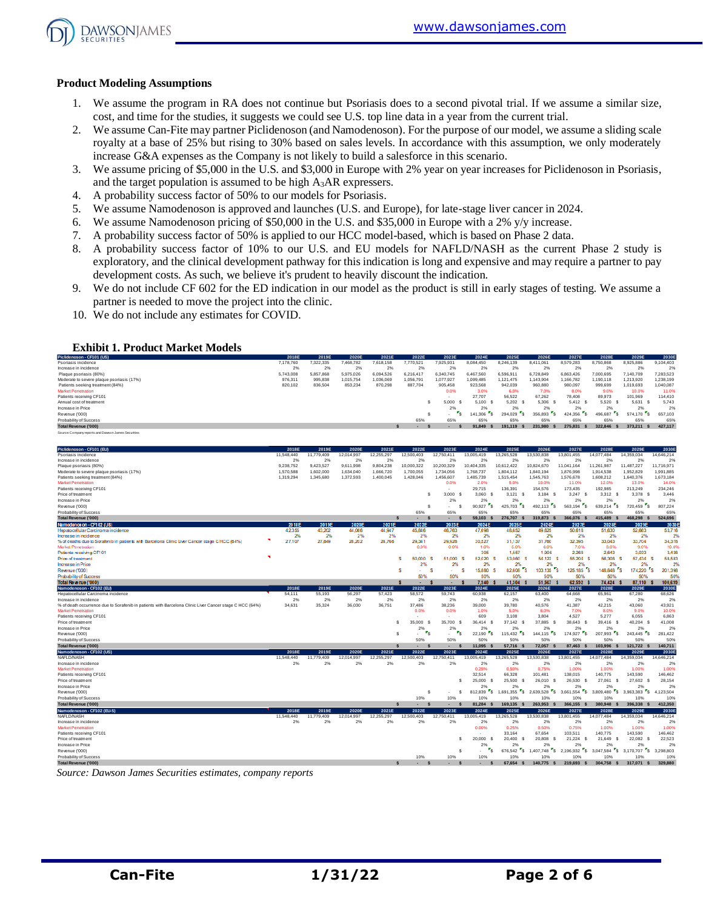### Product Modeling Assumptions

1. We assume the program in RA does not continue but Psoriasis does to a second pivotal trial. If we assume a similar size, cost, and time for the studies, it suggests we could see U.S. top line data in a year from the current trial.
2. We assume Can-Fite may partner Piclidenoson (and Namodenoson). For the purpose of our model, we assume a sliding scale royalty at a base of 25% but rising to 30% based on sales levels. In accordance with this assumption, we only moderately increase G&A expenses as the Company is not likely to build a salesforce in this scenario.
3. We assume pricing of $5,000 in the U.S. and $3,000 in Europe with 2% year on year increases for Piclidenoson in Psoriasis, and the target population is assumed to be high $A_3AR$ expressers.
4. A probability success factor of 50% to our models for Psoriasis.
5. We assume Namodenoson is approved and launches (U.S. and Europe), for late-stage liver cancer in 2024.
6. We assume Namodenoson pricing of $50,000 in the U.S. and $35,000 in Europe with a 2% y/y increase.
7. A probability success factor of 50% is applied to our HCC model-based, which is based on Phase 2 data.
8. A probability success factor of 10% to our U.S. and EU models for NAFLD/NASH as the current Phase 2 study is exploratory, and the clinical development pathway for this indication is long and expensive and may require a partner to pay development costs. As such, we believe it's prudent to heavily discount the indication.
9. We do not include CF 602 for the ED indication in our model as the product is still in early stages of testing. We assume a partner is needed to move the project into the clinic.
10. We do not include any estimates for COVID.

### Exhibit 1. Product Market Models

| Piclidenoson - CF101 (US) | 2018E | 2019E | 2020E | 2021E | 2022E | 2023E | 2024E | 2025E | 2026E | 2027E | 2028E | 2029E | 2030E |
|---|---|---|---|---|---|---|---|---|---|---|---|---|---|
| Psoriasis incidence | 7,178,760 | 7,322,335 | 7,468,782 | 7,618,158 | 7,770,521 | 7,925,931 | 8,084,450 | 8,246,139 | 8,411,061 | 8,579,283 | 8,750,868 | 8,925,886 | 9,104,403 |
| Increase in incidence | 2% | 2% | 2% | 2% | 2% | 2% | 2% | 2% | 2% | 2% | 2% | 2% | 2% |
| Plaque psoriasis (80%) | 5,743,008 | 5,857,868 | 5,975,026 | 6,094,526 | 6,216,417 | 6,340,745 | 6,467,560 | 6,596,911 | 6,728,849 | 6,863,426 | 7,000,695 | 7,140,709 | 7,283,523 |
| Moderate to severe plaque psoriasis (17%) | 976,311 | 995,838 | 1,015,754 | 1,036,069 | 1,056,791 | 1,077,927 | 1,099,485 | 1,121,475 | 1,143,904 | 1,166,782 | 1,190,118 | 1,213,920 | 1,238,199 |
| Patients seeking treatment (84%) | 820,102 | 836,504 | 853,234 | 870,298 | 887,704 | 905,458 | 923,568 | 942,039 | 960,880 | 980,097 | 999,699 | 1,019,693 | 1,040,087 |
| Market Penetration | | | | | | 0.0% | 3.0% | 6.0% | 7.0% | 8.0% | 9.0% | 10.0% | 11.0% |
| Patients receiving CF101 | | | | | | - | 27,707 | 56,522 | 67,262 | 78,408 | 89,973 | 101,969 | 114,410 |
| Annual cost of treatment | | | | | | $ 5,000 | $ 5,100 | $ 5,202 | $ 5,306 | $ 5,412 | $ 5,520 | $ 5,631 | $ 5,743 |
| Increase in Price | | | | | | | 2% | 2% | 2% | 2% | 2% | 2% | 2% |
| Revenue ('000) | | | | | | $ - | $ 141,306 | $ 294,029 | $ 356,893 | $ 424,356 | $ 496,687 | $ 574,170 | $ 657,103 |
| Probability of Success | | | | | 65% | 65% | 65% | 65% | 65% | 65% | 65% | 65% | 65% |
| Total Revenue ('000) | | | | | $ - | $ - | $ 91,849 | $ 191,119 | $ 231,980 | $ 275,831 | $ 322,846 | $ 373,211 | $ 427,117 |

Source: Company reports and Dawson James Securities

| Piclidenoson - CF101 (EU) | 2018E | 2019E | 2020E | 2021E | 2022E | 2023E | 2024E | 2025E | 2026E | 2027E | 2028E | 2029E | 2030E |
|---|---|---|---|---|---|---|---|---|---|---|---|---|---|
| Psoriasis incidence | 11,548,440 | 11,779,409 | 12,014,997 | 12,255,297 | 12,500,403 | 12,750,411 | 13,005,419 | 13,265,528 | 13,530,838 | 13,801,455 | 14,077,484 | 14,359,034 | 14,646,214 |
| Increase in incidence | 2% | 2% | 2% | 2% | 2% | 2% | 2% | 2% | 2% | 2% | 2% | 2% | 2% |
| Plaque psoriasis (80%) | 9,238,752 | 9,423,527 | 9,611,998 | 9,804,238 | 10,000,322 | 10,200,329 | 10,404,335 | 10,612,422 | 10,824,670 | 11,041,164 | 11,261,987 | 11,487,227 | 11,716,971 |
| Moderate to severe plaque psoriasis (17%) | 1,570,588 | 1,602,000 | 1,634,040 | 1,666,720 | 1,700,055 | 1,734,056 | 1,768,737 | 1,804,112 | 1,840,194 | 1,876,998 | 1,914,538 | 1,952,829 | 1,991,885 |
| Patients seeking treatment (84%) | 1,319,294 | 1,345,680 | 1,372,593 | 1,400,045 | 1,428,046 | 1,456,607 | 1,485,739 | 1,515,454 | 1,545,763 | 1,576,678 | 1,608,212 | 1,640,376 | 1,673,184 |
| Market Penetration | | | | | | 0.0% | 2.0% | 9.0% | 10.0% | 11.0% | 12.0% | 13.0% | 14.0% |
| Patients receiving CF101 | | | | | | - | 29,715 | 136,391 | 154,576 | 173,435 | 192,985 | 213,249 | 234,246 |
| Price of treatment | | | | | | $ 3,000 | $ 3,060 | $ 3,121 | $ 3,184 | $ 3,247 | $ 3,312 | $ 3,378 | $ 3,446 |
| Increase in Price | | | | | | 2% | 2% | 2% | 2% | 2% | 2% | 2% | 2% |
| Revenue ('000) | | | | | | $ - | $ 90,927 | $ 425,703 | $ 492,113 | $ 563,194 | $ 639,214 | $ 720,459 | $ 807,224 |
| Probability of Success | | | | | 65% | 65% | 65% | 65% | 65% | 65% | 65% | 65% | 65% |
| Total Revenue ('000) | | | | | $ - | $ - | $ 59,103 | $ 276,707 | $ 319,873 | $ 366,076 | $ 415,489 | $ 468,298 | $ 524,696 |

| Namodenoson - CF102 (US) | 2018E | 2019E | 2020E | 2021E | 2022E | 2023E | 2024E | 2025E | 2026E | 2027E | 2028E | 2029E | 2030E |
|---|---|---|---|---|---|---|---|---|---|---|---|---|---|
| Hepatocellular Carcinoma incidence | 42,355 | 43,202 | 44,066 | 44,947 | 45,846 | 46,763 | 47,698 | 48,652 | 49,625 | 50,618 | 51,630 | 52,663 | 53,716 |
| Increase in incidence | 2% | 2% | 2% | 2% | 2% | 2% | 2% | 2% | 2% | 2% | 2% | 2% | 2% |
| % of deaths due to Sorafenib in patients with Barcelona Clinic Liver Cancer stage C HCC (64%) | 27,107 | 27,649 | 28,202 | 28,766 | 29,341 | 29,928 | 30,527 | 31,137 | 31,760 | 32,395 | 33,043 | 33,704 | 34,378 |
| Market Penetration | | | | | 0.0% | 0.0% | 1.0% | 5.0% | 6.0% | 7.0% | 8.0% | 9.0% | 10.0% |
| Patients receiving CF101 | | | | | | | 305 | 1,557 | 1,906 | 2,268 | 2,643 | 3,033 | 3,438 |
| Price of treatment | | | | | $ 50,000 | $ 51,000 | $ 52,020 | $ 53,060 | $ 54,122 | $ 55,204 | $ 56,308 | $ 57,434 | $ 58,583 |
| Increase in Price | | | | | 2% | 2% | 2% | 2% | 2% | 2% | 2% | 2% | 2% |
| Revenue ('000) | | | | | $ - | $ - | $ 15,880 | $ 82,608 | $ 103,135 | $ 125,185 | $ 148,848 | $ 174,220 | $ 201,398 |
| Probability of Success | | | | | 50% | 50% | 50% | 50% | 50% | 50% | 50% | 50% | 50% |
| Total Revenue ('000) | | | | | $ - | $ - | $ 7,940 | $ 41,304 | $ 51,567 | $ 62,592 | $ 74,424 | $ 87,110 | $ 100,699 |

| Namodenoson - CF102 (EU) | 2018E | 2019E | 2020E | 2021E | 2022E | 2023E | 2024E | 2025E | 2026E | 2027E | 2028E | 2029E | 2030E |
|---|---|---|---|---|---|---|---|---|---|---|---|---|---|
| Hepatocellular Carcinoma incidence | 54,111 | 55,193 | 56,297 | 57,423 | 58,572 | 59,743 | 60,938 | 62,157 | 63,400 | 64,668 | 65,961 | 67,280 | 68,626 |
| Increase in incidence | 2% | 2% | 2% | 2% | 2% | 2% | 2% | 2% | 2% | 2% | 2% | 2% | 2% |
| % of death occurrence due to Sorafenib in patients with Barcelona Clinic Liver Cancer stage C HCC (64%) | 34,631 | 35,324 | 36,030 | 36,751 | 37,486 | 38,236 | 39,000 | 39,780 | 40,576 | 41,387 | 42,215 | 43,060 | 43,921 |
| Market Penetration | | | | | 0.0% | 0.0% | 1.0% | 5.0% | 6.0% | 7.0% | 8.0% | 9.0% | 10.0% |
| Patients receiving CF101 | | | | | - | - | 609 | 3,108 | 3,804 | 4,527 | 5,277 | 6,055 | 6,863 |
| Price of treatment | | | | | $ 35,000 | $ 35,700 | $ 36,414 | $ 37,142 | $ 37,885 | $ 38,643 | $ 39,416 | $ 40,204 | $ 41,008 |
| Increase in Price | | | | | 2% | 2% | 2% | 2% | 2% | 2% | 2% | 2% | 2% |
| Revenue ('000) | | | | | $ - | $ - | $ 22,190 | $ 115,432 | $ 144,115 | $ 174,927 | $ 207,993 | $ 243,445 | $ 281,422 |
| Probability of Success | | | | | 50% | 50% | 50% | 50% | 50% | 50% | 50% | 50% | 50% |
| Total Revenue ('000) | | | | | $ - | $ - | $ 11,095 | $ 57,716 | $ 72,057 | $ 87,463 | $ 103,996 | $ 121,722 | $ 140,711 |

| Namodenoson - CF102 (US) | 2018E | 2019E | 2020E | 2021E | 2022E | 2023E | 2024E | 2025E | 2026E | 2027E | 2028E | 2029E | 2030E |
|---|---|---|---|---|---|---|---|---|---|---|---|---|---|
| NAFLD/NASH | 11,548,440 | 11,779,409 | 12,014,997 | 12,255,297 | 12,500,403 | 12,750,411 | 13,005,419 | 13,265,528 | 13,530,838 | 13,801,455 | 14,077,484 | 14,359,034 | 14,646,214 |
| Increase in incidence | 2% | 2% | 2% | 2% | 2% | 2% | 2% | 2% | 2% | 2% | 2% | 2% | 2% |
| Market Penetration | | | | | | | 0.25% | 0.50% | 0.75% | 1.00% | 1.00% | 1.00% | 1.00% |
| Patients receiving CF101 | | | | | | | 32,514 | 66,328 | 101,481 | 138,015 | 140,775 | 143,590 | 146,462 |
| Price of treatment | | | | | | | $ 25,000 | $ 25,500 | $ 26,010 | $ 26,530 | $ 27,061 | $ 27,602 | $ 28,154 |
| Increase in Price | | | | | | | 2% | 2% | 2% | 2% | 2% | 2% | 2% |
| Revenue ('000) | | | | | | $ - | $ 812,839 | $ 1,691,355 | $ 2,639,528 | $ 3,661,554 | $ 3,809,480 | $ 3,963,383 | $ 4,123,504 |
| Probability of Success | | | | | 10% | 10% | 10% | 10% | 10% | 10% | 10% | 10% | 10% |
| Total Revenue ('000) | | | | | $ - | $ - | $ 81,284 | $ 169,135 | $ 263,953 | $ 366,155 | $ 380,948 | $ 396,338 | $ 412,350 |

| Namodenoson - CF102 (EU-5) | 2018E | 2019E | 2020E | 2021E | 2022E | 2023E | 2024E | 2025E | 2026E | 2027E | 2028E | 2029E | 2030E |
|---|---|---|---|---|---|---|---|---|---|---|---|---|---|
| NAFLD/NASH | 11,548,440 | 11,779,409 | 12,014,997 | 12,255,297 | 12,500,403 | 12,750,411 | 13,005,419 | 13,265,528 | 13,530,838 | 13,801,455 | 14,077,484 | 14,359,034 | 14,646,214 |
| Increase in incidence | 2% | 2% | 2% | 2% | 2% | 2% | 2% | 2% | 2% | 2% | 2% | 2% | 2% |
| Market Penetration | | | | | | | 0.00% | 0.25% | 0.50% | 0.75% | 1.00% | 1.00% | 1.00% |
| Patients receiving CF101 | | | | | | | - | 33,164 | 67,654 | 103,511 | 140,775 | 143,590 | 146,462 |
| Price of treatment | | | | | | | $ 20,000 | $ 20,400 | $ 20,808 | $ 21,224 | $ 21,649 | $ 22,082 | $ 22,523 |
| Increase in Price | | | | | | | 2% | 2% | 2% | 2% | 2% | 2% | 2% |
| Revenue ('000) | | | | | | | $ - | $ 676,542 | $ 1,407,748 | $ 2,196,932 | $ 3,047,584 | $ 3,170,707 | $ 3,298,803 |
| Probability of Success | | | | | 10% | 10% | 10% | 10% | 10% | 10% | 10% | 10% | 10% |
| Total Revenue ('000) | | | | | $ - | $ - | $ - | $ 67,654 | $ 140,775 | $ 219,693 | $ 304,758 | $ 317,071 | $ 329,880 |

*Source: Dawson James Securities estimates, company reports*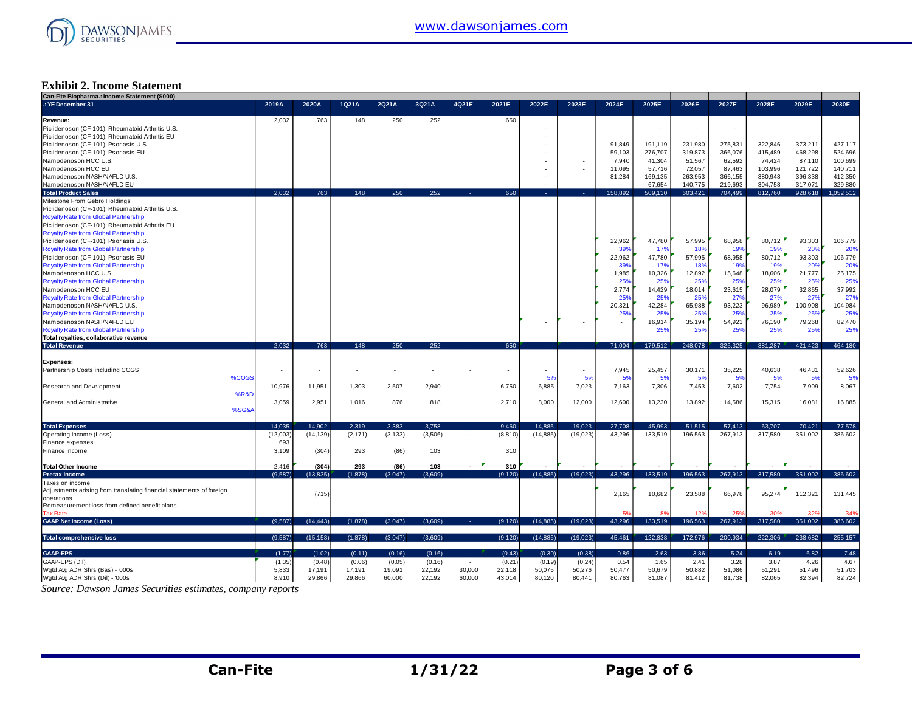**Exhibit 2. Income Statement**

| Can-Fite Biopharma.: Income Statement ($000) | | | | | | | | | | | | | | | | |
|---|---|---|---|---|---|---|---|---|---|---|---|---|---|---|---|---|
| .: YE December 31 | 2019A | 2020A | 1Q21A | 2Q21A | 3Q21A | 4Q21E | 2021E | 2022E | 2023E | 2024E | 2025E | 2026E | 2027E | 2028E | 2029E | 2030E |
| Revenue: | 2,032 | 763 | 148 | 250 | 252 | | 650 | | | | | | | | | |
| Piclidenoson (CF-101), Rheumatoid Arthritis U.S. | | | | | | | | - | - | - | - | - | - | - | - | - |
| Piclidenoson (CF-101), Rheumatoid Arthritis EU | | | | | | | | - | - | - | - | - | - | - | - | - |
| Piclidenoson (CF-101), Psoriasis U.S. | | | | | | | | - | - | 91,849 | 191,119 | 231,980 | 275,831 | 322,846 | 373,211 | 427,117 |
| Piclidenoson (CF-101), Psoriasis EU | | | | | | | | - | - | 59,103 | 276,707 | 319,873 | 366,076 | 415,489 | 468,298 | 524,696 |
| Namodenoson HCC U.S. | | | | | | | | - | - | 7,940 | 41,304 | 51,567 | 62,592 | 74,424 | 87,110 | 100,699 |
| Namodenoson HCC EU | | | | | | | | - | - | 11,095 | 57,716 | 72,057 | 87,463 | 103,996 | 121,722 | 140,711 |
| Namodenoson NASH/NAFLD U.S. | | | | | | | | - | - | 81,284 | 169,135 | 263,953 | 366,155 | 380,948 | 396,338 | 412,350 |
| Namodenoson NASH/NAFLD EU | | | | | | | | - | - | - | 67,654 | 140,775 | 219,693 | 304,758 | 317,071 | 329,880 |
| Total Product Sales | 2,032 | 763 | 148 | 250 | 252 | - | 650 | - | - | 158,892 | 509,130 | 603,421 | 704,499 | 812,760 | 928,618 | 1,052,512 |
| Milestone From Gebro Holdings | | | | | | | | | | | | | | | | |
| Piclidenoson (CF-101), Rheumatoid Arthritis U.S. | | | | | | | | | | | | | | | | |
| Royalty Rate from Global Partnership | | | | | | | | | | | | | | | | |
| Piclidenoson (CF-101), Rheumatoid Arthritis EU | | | | | | | | | | | | | | | | |
| Royalty Rate from Global Partnership | | | | | | | | | | | | | | | | |
| Piclidenoson (CF-101), Psoriasis U.S. | | | | | | | | | | 22,962 | 47,780 | 57,995 | 68,958 | 80,712 | 93,303 | 106,779 |
| Royalty Rate from Global Partnership | | | | | | | | | | 39% | 17% | 18% | 19% | 19% | 20% | 20% |
| Piclidenoson (CF-101), Psoriasis EU | | | | | | | | | | 22,962 | 47,780 | 57,995 | 68,958 | 80,712 | 93,303 | 106,779 |
| Royalty Rate from Global Partnership | | | | | | | | | | 39% | 17% | 18% | 19% | 19% | 20% | 20% |
| Namodenoson HCC U.S. | | | | | | | | | | 1,985 | 10,326 | 12,892 | 15,648 | 18,606 | 21,777 | 25,175 |
| Royalty Rate from Global Partnership | | | | | | | | | | 25% | 25% | 25% | 25% | 25% | 25% | 25% |
| Namodenoson HCC EU | | | | | | | | | | 2,774 | 14,429 | 18,014 | 23,615 | 28,079 | 32,865 | 37,992 |
| Royalty Rate from Global Partnership | | | | | | | | | | 25% | 25% | 25% | 27% | 27% | 27% | 27% |
| Namodenoson NASH/NAFLD U.S. | | | | | | | | | | 20,321 | 42,284 | 65,988 | 93,223 | 96,989 | 100,908 | 104,984 |
| Royalty Rate from Global Partnership | | | | | | | | | | 25% | 25% | 25% | 25% | 25% | 25% | 25% |
| Namodenoson NASH/NAFLD EU | | | | | | | | - | - | - | 16,914 | 35,194 | 54,923 | 76,190 | 79,268 | 82,470 |
| Royalty Rate from Global Partnership | | | | | | | | | | | 25% | 25% | 25% | 25% | 25% | 25% |
| Total royalties, collaborative revenue | | | | | | | | | | | | | | | | |
| Total Revenue | 2,032 | 763 | 148 | 250 | 252 | - | 650 | - | - | 71,004 | 179,512 | 248,078 | 325,325 | 381,287 | 421,423 | 464,180 |
| Expenses: | | | | | | | | | | | | | | | | |
| Partnership Costs including COGS | - | - | - | - | - | - | - | - | - | 7,945 | 25,457 | 30,171 | 35,225 | 40,638 | 46,431 | 52,626 |
| %COGS | | | | | | | | 5% | 5% | 5% | 5% | 5% | 5% | 5% | 5% | 5% |
| Research and Development | 10,976 | 11,951 | 1,303 | 2,507 | 2,940 | | 6,750 | 6,885 | 7,023 | 7,163 | 7,306 | 7,453 | 7,602 | 7,754 | 7,909 | 8,067 |
| %R&D | | | | | | | | | | | | | | | | |
| General and Administrative | 3,059 | 2,951 | 1,016 | 876 | 818 | | 2,710 | 8,000 | 12,000 | 12,600 | 13,230 | 13,892 | 14,586 | 15,315 | 16,081 | 16,885 |
| %SG&A | | | | | | | | | | | | | | | | |
| Total Expenses | 14,035 | 14,902 | 2,319 | 3,383 | 3,758 | - | 9,460 | 14,885 | 19,023 | 27,708 | 45,993 | 51,515 | 57,413 | 63,707 | 70,421 | 77,578 |
| Operating Income (Loss) | (12,003) | (14,139) | (2,171) | (3,133) | (3,506) | - | (8,810) | (14,885) | (19,023) | 43,296 | 133,519 | 196,563 | 267,913 | 317,580 | 351,002 | 386,602 |
| Finance expenses | 693 | | | | | | | | | | | | | | | |
| Finance income | 3,109 | (304) | 293 | (86) | 103 | | 310 | | | | | | | | | |
| Total Other Income | 2,416 | (304) | 293 | (86) | 103 | - | 310 | - | - | - | - | - | - | - | - | - |
| Pretax Income | (9,587) | (13,835) | (1,878) | (3,047) | (3,609) | - | (9,120) | (14,885) | (19,023) | 43,296 | 133,519 | 196,563 | 267,913 | 317,580 | 351,002 | 386,602 |
| Taxes on income | | | | | | | | | | | | | | | | |
| Adjustments arising from translating financial statements of foreign operations | | (715) | | | | | | | | 2,165 | 10,682 | 23,588 | 66,978 | 95,274 | 112,321 | 131,445 |
| Remeasurement loss from defined benefit plans | | | | | | | | | | | | | | | | |
| Tax Rate | | | | | | | | | | 5% | 8% | 12% | 25% | 30% | 32% | 34% |
| GAAP Net Income (Loss) | (9,587) | (14,443) | (1,878) | (3,047) | (3,609) | - | (9,120) | (14,885) | (19,023) | 43,296 | 133,519 | 196,563 | 267,913 | 317,580 | 351,002 | 386,602 |
| Total comprehensive loss | (9,587) | (15,158) | (1,878) | (3,047) | (3,609) | - | (9,120) | (14,885) | (19,023) | 45,461 | 122,838 | 172,976 | 200,934 | 222,306 | 238,682 | 255,157 |
| GAAP-EPS | (1.77) | (1.02) | (0.11) | (0.16) | (0.16) | - | (0.43) | (0.30) | (0.38) | 0.86 | 2.63 | 3.86 | 5.24 | 6.19 | 6.82 | 7.48 |
| GAAP-EPS (Dil) | (1.35) | (0.48) | (0.06) | (0.05) | (0.16) | - | (0.21) | (0.19) | (0.24) | 0.54 | 1.65 | 2.41 | 3.28 | 3.87 | 4.26 | 4.67 |
| Wgtd Avg ADR Shrs (Bas) - '000s | 5,833 | 17,191 | 17,191 | 19,091 | 22,192 | 30,000 | 22,118 | 50,075 | 50,276 | 50,477 | 50,679 | 50,882 | 51,086 | 51,291 | 51,496 | 51,703 |
| Wgtd Avg ADR Shrs (Dil) - '000s | 8,910 | 29,866 | 29,866 | 60,000 | 22,192 | 60,000 | 43,014 | 80,120 | 80,441 | 80,763 | 81,087 | 81,412 | 81,738 | 82,065 | 82,394 | 82,724 |

*Source: Dawson James Securities estimates, company reports*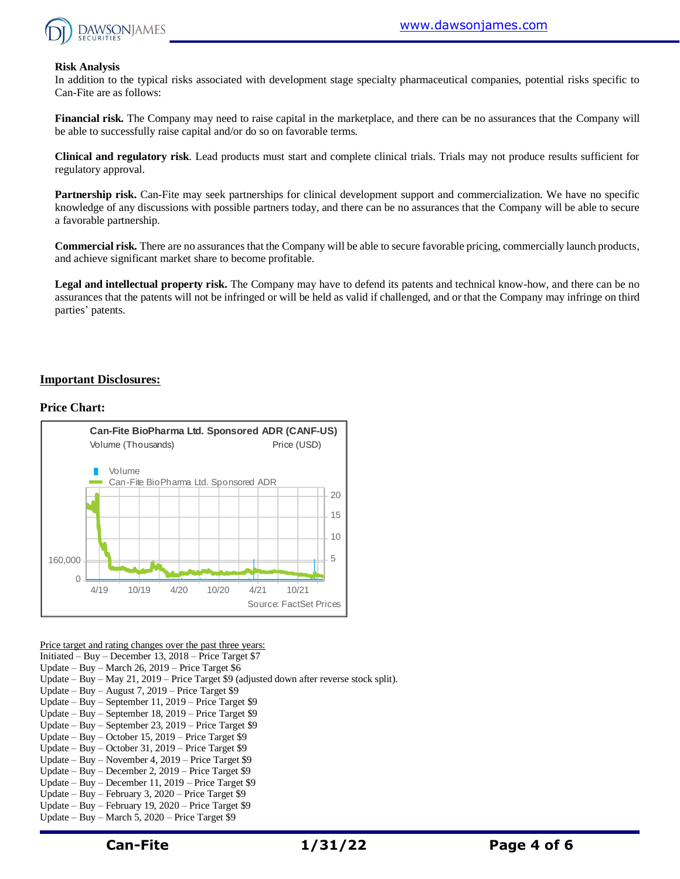**Risk Analysis**

In addition to the typical risks associated with development stage specialty pharmaceutical companies, potential risks specific to Can-Fite are as follows:

**Financial risk.** The Company may need to raise capital in the marketplace, and there can be no assurances that the Company will be able to successfully raise capital and/or do so on favorable terms.

**Clinical and regulatory risk**. Lead products must start and complete clinical trials. Trials may not produce results sufficient for regulatory approval.

**Partnership risk.** Can-Fite may seek partnerships for clinical development support and commercialization. We have no specific knowledge of any discussions with possible partners today, and there can be no assurances that the Company will be able to secure a favorable partnership.

**Commercial risk.** There are no assurances that the Company will be able to secure favorable pricing, commercially launch products, and achieve significant market share to become profitable.

**Legal and intellectual property risk.** The Company may have to defend its patents and technical know-how, and there can be no assurances that the patents will not be infringed or will be held as valid if challenged, and or that the Company may infringe on third parties' patents.

## Important Disclosures:

**Price Chart:**

Can-Fite BioPharma Ltd. Sponsored ADR (CANF-US)

Volume (Thousands) — Price (USD)

Volume; Can-Fite BioPharma Ltd. Sponsored ADR

Source: FactSet Prices

Price target and rating changes over the past three years:

Initiated – Buy – December 13, 2018 – Price Target $7
Update – Buy – March 26, 2019 – Price Target $6
Update – Buy – May 21, 2019 – Price Target $9 (adjusted down after reverse stock split).
Update – Buy – August 7, 2019 – Price Target $9
Update – Buy – September 11, 2019 – Price Target $9
Update – Buy – September 18, 2019 – Price Target $9
Update – Buy – September 23, 2019 – Price Target $9
Update – Buy – October 15, 2019 – Price Target $9
Update – Buy – October 31, 2019 – Price Target $9
Update – Buy – November 4, 2019 – Price Target $9
Update – Buy – December 2, 2019 – Price Target $9
Update – Buy – December 11, 2019 – Price Target $9
Update – Buy – February 3, 2020 – Price Target $9
Update – Buy – February 19, 2020 – Price Target $9
Update – Buy – March 5, 2020 – Price Target $9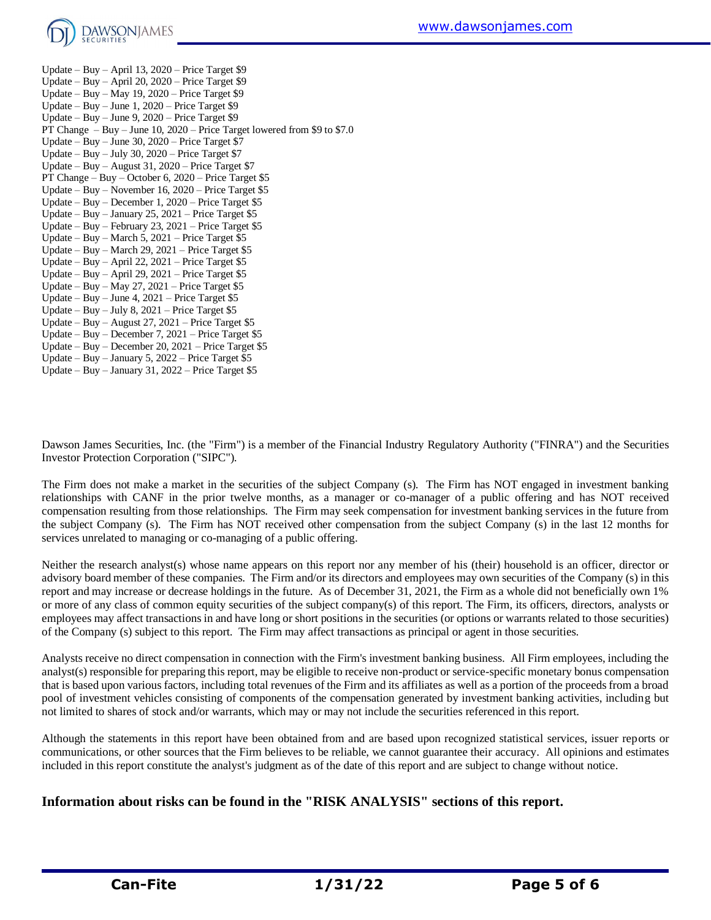Update – Buy – April 13, 2020 – Price Target $9
Update – Buy – April 20, 2020 – Price Target $9
Update – Buy – May 19, 2020 – Price Target $9
Update – Buy – June 1, 2020 – Price Target $9
Update – Buy – June 9, 2020 – Price Target $9
PT Change – Buy – June 10, 2020 – Price Target lowered from $9 to $7.0
Update – Buy – June 30, 2020 – Price Target $7
Update – Buy – July 30, 2020 – Price Target $7
Update – Buy – August 31, 2020 – Price Target $7
PT Change – Buy – October 6, 2020 – Price Target $5
Update – Buy – November 16, 2020 – Price Target $5
Update – Buy – December 1, 2020 – Price Target $5
Update – Buy – January 25, 2021 – Price Target $5
Update – Buy – February 23, 2021 – Price Target $5
Update – Buy – March 5, 2021 – Price Target $5
Update – Buy – March 29, 2021 – Price Target $5
Update – Buy – April 22, 2021 – Price Target $5
Update – Buy – April 29, 2021 – Price Target $5
Update – Buy – May 27, 2021 – Price Target $5
Update – Buy – June 4, 2021 – Price Target $5
Update – Buy – July 8, 2021 – Price Target $5
Update – Buy – August 27, 2021 – Price Target $5
Update – Buy – December 7, 2021 – Price Target $5
Update – Buy – December 20, 2021 – Price Target $5
Update – Buy – January 5, 2022 – Price Target $5
Update – Buy – January 31, 2022 – Price Target $5

Dawson James Securities, Inc. (the "Firm") is a member of the Financial Industry Regulatory Authority ("FINRA") and the Securities Investor Protection Corporation ("SIPC").

The Firm does not make a market in the securities of the subject Company (s). The Firm has NOT engaged in investment banking relationships with CANF in the prior twelve months, as a manager or co-manager of a public offering and has NOT received compensation resulting from those relationships. The Firm may seek compensation for investment banking services in the future from the subject Company (s). The Firm has NOT received other compensation from the subject Company (s) in the last 12 months for services unrelated to managing or co-managing of a public offering.

Neither the research analyst(s) whose name appears on this report nor any member of his (their) household is an officer, director or advisory board member of these companies. The Firm and/or its directors and employees may own securities of the Company (s) in this report and may increase or decrease holdings in the future. As of December 31, 2021, the Firm as a whole did not beneficially own 1% or more of any class of common equity securities of the subject company(s) of this report. The Firm, its officers, directors, analysts or employees may affect transactions in and have long or short positions in the securities (or options or warrants related to those securities) of the Company (s) subject to this report. The Firm may affect transactions as principal or agent in those securities.

Analysts receive no direct compensation in connection with the Firm's investment banking business. All Firm employees, including the analyst(s) responsible for preparing this report, may be eligible to receive non-product or service-specific monetary bonus compensation that is based upon various factors, including total revenues of the Firm and its affiliates as well as a portion of the proceeds from a broad pool of investment vehicles consisting of components of the compensation generated by investment banking activities, including but not limited to shares of stock and/or warrants, which may or may not include the securities referenced in this report.

Although the statements in this report have been obtained from and are based upon recognized statistical services, issuer reports or communications, or other sources that the Firm believes to be reliable, we cannot guarantee their accuracy. All opinions and estimates included in this report constitute the analyst's judgment as of the date of this report and are subject to change without notice.

**Information about risks can be found in the "RISK ANALYSIS" sections of this report.**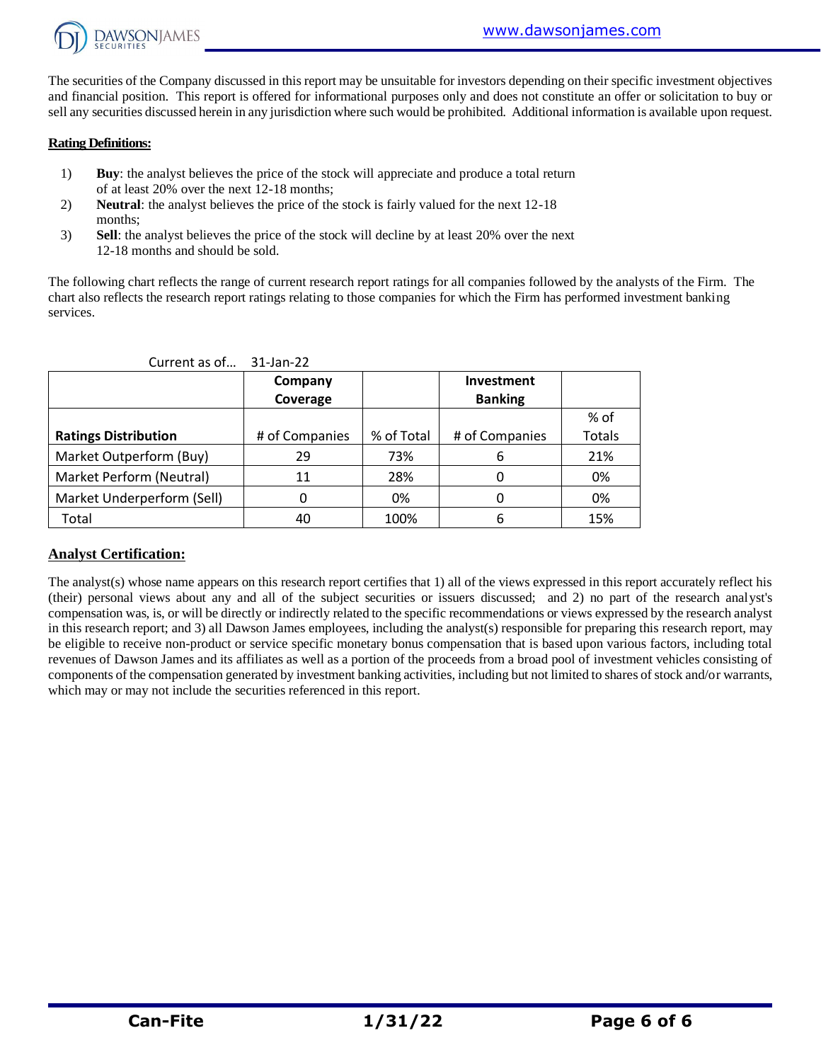The securities of the Company discussed in this report may be unsuitable for investors depending on their specific investment objectives and financial position. This report is offered for informational purposes only and does not constitute an offer or solicitation to buy or sell any securities discussed herein in any jurisdiction where such would be prohibited. Additional information is available upon request.

**Rating Definitions:**

1) **Buy**: the analyst believes the price of the stock will appreciate and produce a total return of at least 20% over the next 12-18 months;
2) **Neutral**: the analyst believes the price of the stock is fairly valued for the next 12-18 months;
3) **Sell**: the analyst believes the price of the stock will decline by at least 20% over the next 12-18 months and should be sold.

The following chart reflects the range of current research report ratings for all companies followed by the analysts of the Firm. The chart also reflects the research report ratings relating to those companies for which the Firm has performed investment banking services.

Current as of... 31-Jan-22

| | Company Coverage | | Investment Banking | |
|---|---|---|---|---|
| **Ratings Distribution** | # of Companies | % of Total | # of Companies | % of Totals |
| Market Outperform (Buy) | 29 | 73% | 6 | 21% |
| Market Perform (Neutral) | 11 | 28% | 0 | 0% |
| Market Underperform (Sell) | 0 | 0% | 0 | 0% |
| Total | 40 | 100% | 6 | 15% |

## Analyst Certification:

The analyst(s) whose name appears on this research report certifies that 1) all of the views expressed in this report accurately reflect his (their) personal views about any and all of the subject securities or issuers discussed; and 2) no part of the research analyst's compensation was, is, or will be directly or indirectly related to the specific recommendations or views expressed by the research analyst in this research report; and 3) all Dawson James employees, including the analyst(s) responsible for preparing this research report, may be eligible to receive non-product or service specific monetary bonus compensation that is based upon various factors, including total revenues of Dawson James and its affiliates as well as a portion of the proceeds from a broad pool of investment vehicles consisting of components of the compensation generated by investment banking activities, including but not limited to shares of stock and/or warrants, which may or may not include the securities referenced in this report.